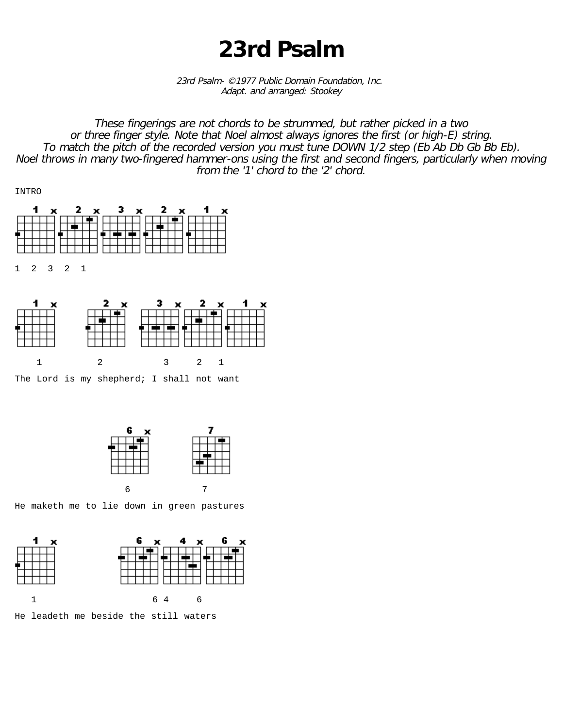# 23rd Psalm

*23rd Psalm- ©1977 Public Domain Foundation, Inc.*
*Adapt. and arranged: Stookey*

*These fingerings are not chords to be strummed, but rather picked in a two or three finger style. Note that Noel almost always ignores the first (or high-E) string. To match the pitch of the recorded version you must tune DOWN 1/2 step (Eb Ab Db Gb Bb Eb). Noel throws in many two-fingered hammer-ons using the first and second fingers, particularly when moving from the '1' chord to the '2' chord.*

```
INTRO

1  2  3  2  1


    1         2          3     2   1
The Lord is my shepherd; I shall not want


                       6            7
He maketh me to lie down in green pastures


   1                    6 4     6
He leadeth me beside the still waters
```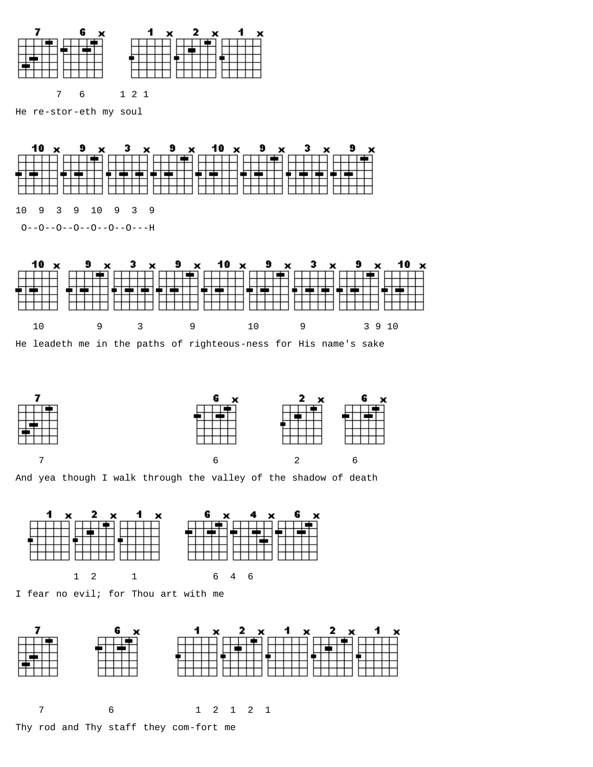```
      7   6      1 2 1
He re-stor-eth my soul
```

```
10  9  3  9  10  9  3  9
 O--O--O--O--O--O--O---H
```

```
   10         9      3         9         10       9          3 9 10
He leadeth me in the paths of righteous-ness for His name's sake
```

```
   7                                     6            2         6
And yea though I walk through the valley of the shadow of death
```

```
           1  2      1            6  4  6
I fear no evil; for Thou art with me
```

```
   7          6               1  2  1  2  1
Thy rod and Thy staff they com-fort me
```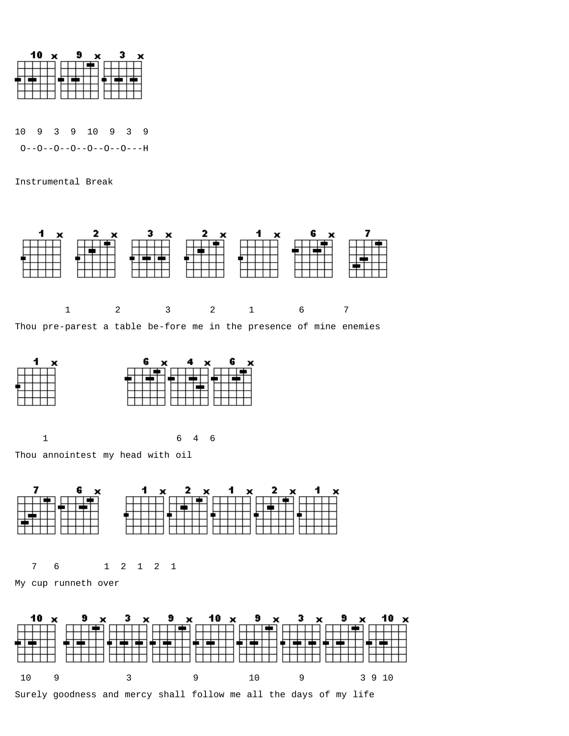```
10  9  3  9  10  9  3  9
 O--O--O--O--O--O--O---H
```

Instrumental Break

```
         1        2         3        2       1        6       7
Thou pre-parest a table be-fore me in the presence of mine enemies
```

```
     1                       6  4  6
Thou annointest my head with oil
```

```
   7   6        1  2  1  2  1
My cup runneth over
```

```
 10    9             3            9          10       9          3 9 10
Surely goodness and mercy shall follow me all the days of my life
```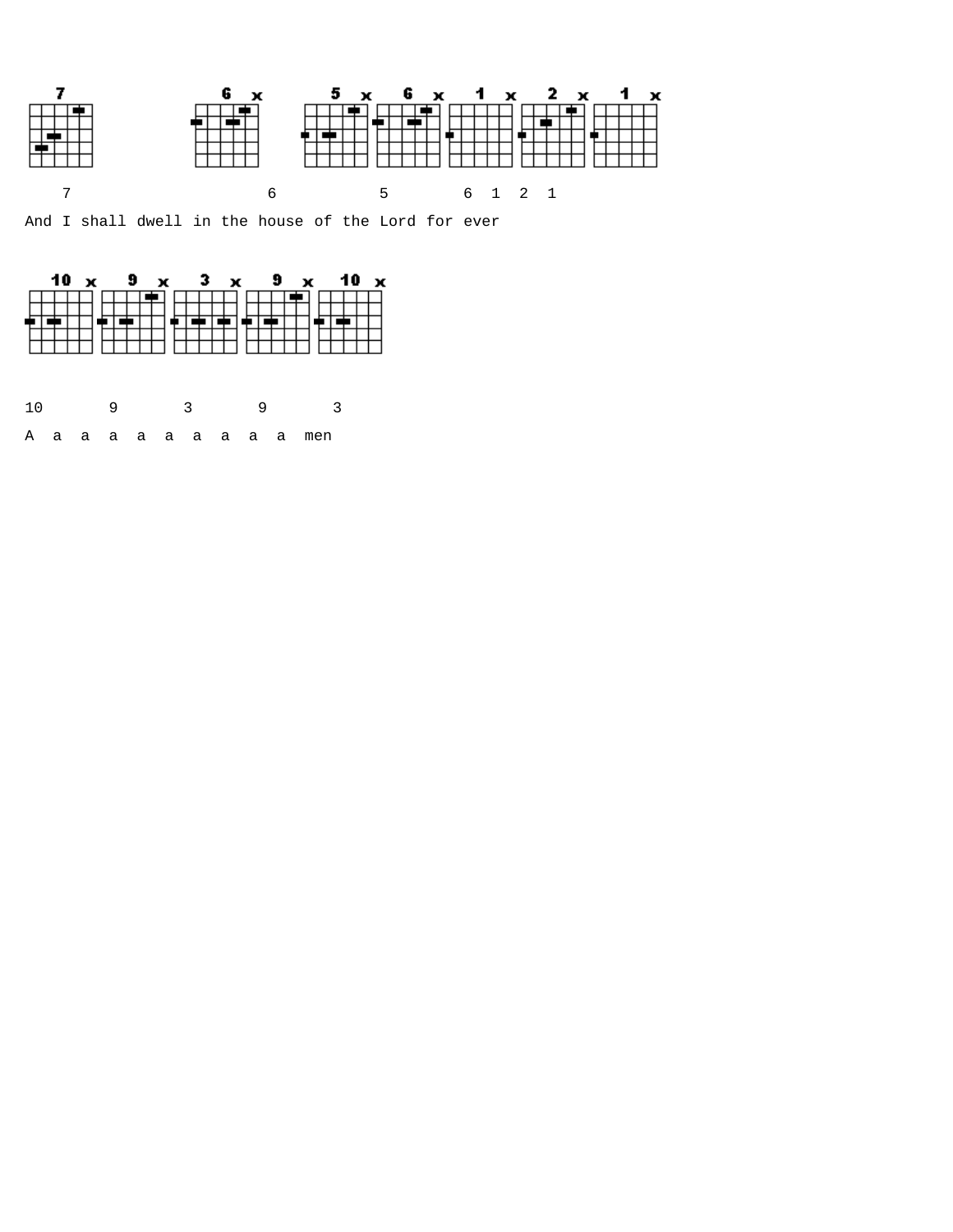7 6 x 5 x 6 x 1 x 2 x 1 x

```
    7                      6           5        6  1  2  1
And I shall dwell in the house of the Lord for ever
```

10 x 9 x 3 x 9 x 10 x

```
10       9       3       9       3
A  a  a  a  a  a  a  a  a  a  men
```